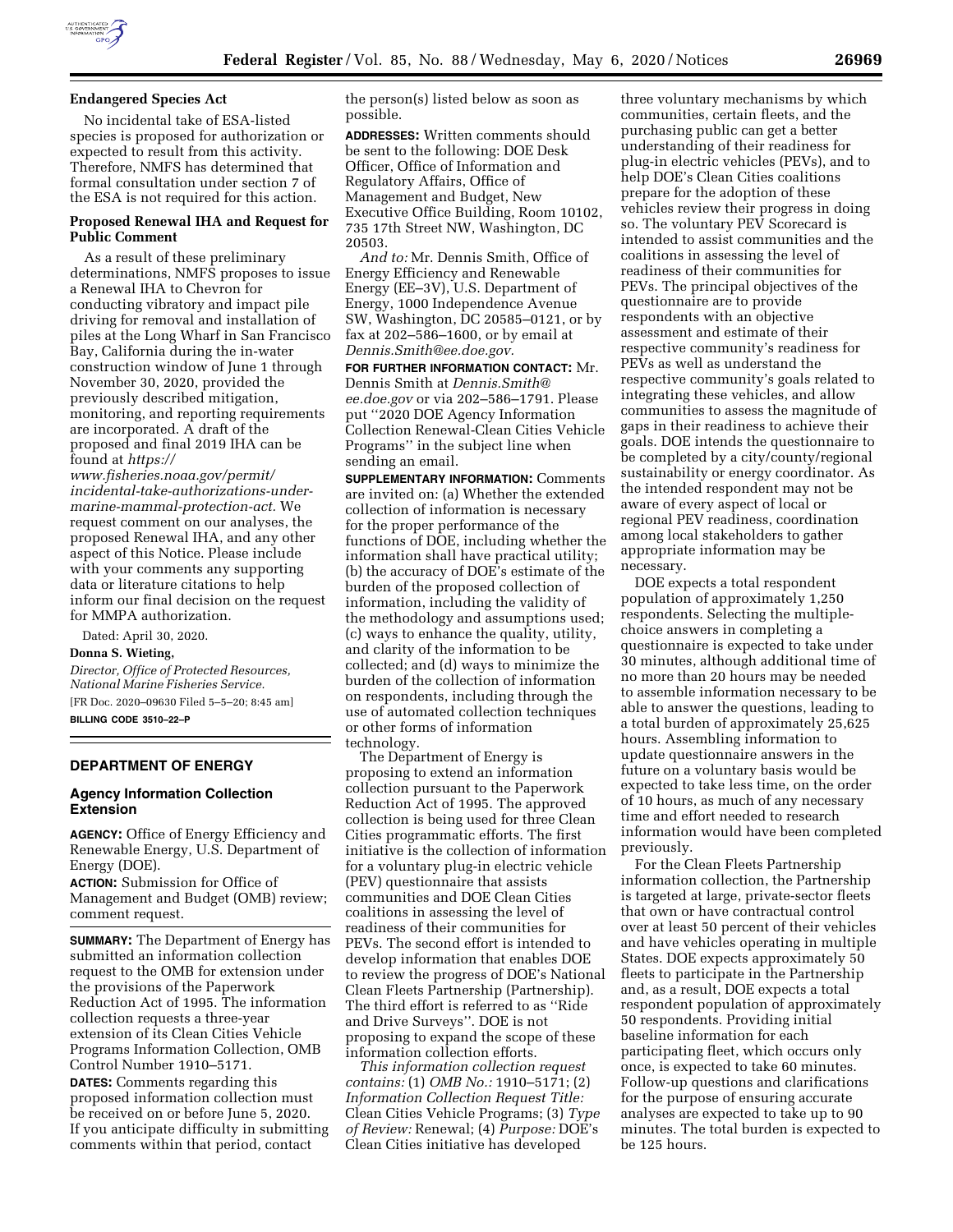## Endangered Species Act

No incidental take of ESA-listed species is proposed for authorization or expected to result from this activity. Therefore, NMFS has determined that formal consultation under section 7 of the ESA is not required for this action.

## Proposed Renewal IHA and Request for Public Comment

As a result of these preliminary determinations, NMFS proposes to issue a Renewal IHA to Chevron for conducting vibratory and impact pile driving for removal and installation of piles at the Long Wharf in San Francisco Bay, California during the in-water construction window of June 1 through November 30, 2020, provided the previously described mitigation, monitoring, and reporting requirements are incorporated. A draft of the proposed and final 2019 IHA can be found at *https://www.fisheries.noaa.gov/permit/incidental-take-authorizations-under-marine-mammal-protection-act.* We request comment on our analyses, the proposed Renewal IHA, and any other aspect of this Notice. Please include with your comments any supporting data or literature citations to help inform our final decision on the request for MMPA authorization.

Dated: April 30, 2020.

**Donna S. Wieting,**

*Director, Office of Protected Resources, National Marine Fisheries Service.*

[FR Doc. 2020–09630 Filed 5–5–20; 8:45 am]

**BILLING CODE 3510–22–P**

# DEPARTMENT OF ENERGY

## Agency Information Collection Extension

**AGENCY:** Office of Energy Efficiency and Renewable Energy, U.S. Department of Energy (DOE).

**ACTION:** Submission for Office of Management and Budget (OMB) review; comment request.

**SUMMARY:** The Department of Energy has submitted an information collection request to the OMB for extension under the provisions of the Paperwork Reduction Act of 1995. The information collection requests a three-year extension of its Clean Cities Vehicle Programs Information Collection, OMB Control Number 1910–5171.

**DATES:** Comments regarding this proposed information collection must be received on or before June 5, 2020. If you anticipate difficulty in submitting comments within that period, contact the person(s) listed below as soon as possible.

**ADDRESSES:** Written comments should be sent to the following: DOE Desk Officer, Office of Information and Regulatory Affairs, Office of Management and Budget, New Executive Office Building, Room 10102, 735 17th Street NW, Washington, DC 20503.

*And to:* Mr. Dennis Smith, Office of Energy Efficiency and Renewable Energy (EE–3V), U.S. Department of Energy, 1000 Independence Avenue SW, Washington, DC 20585–0121, or by fax at 202–586–1600, or by email at *Dennis.Smith@ee.doe.gov.*

**FOR FURTHER INFORMATION CONTACT:** Mr. Dennis Smith at *Dennis.Smith@ee.doe.gov* or via 202–586–1791. Please put ''2020 DOE Agency Information Collection Renewal-Clean Cities Vehicle Programs'' in the subject line when sending an email.

**SUPPLEMENTARY INFORMATION:** Comments are invited on: (a) Whether the extended collection of information is necessary for the proper performance of the functions of DOE, including whether the information shall have practical utility; (b) the accuracy of DOE's estimate of the burden of the proposed collection of information, including the validity of the methodology and assumptions used; (c) ways to enhance the quality, utility, and clarity of the information to be collected; and (d) ways to minimize the burden of the collection of information on respondents, including through the use of automated collection techniques or other forms of information technology.

The Department of Energy is proposing to extend an information collection pursuant to the Paperwork Reduction Act of 1995. The approved collection is being used for three Clean Cities programmatic efforts. The first initiative is the collection of information for a voluntary plug-in electric vehicle (PEV) questionnaire that assists communities and DOE Clean Cities coalitions in assessing the level of readiness of their communities for PEVs. The second effort is intended to develop information that enables DOE to review the progress of DOE's National Clean Fleets Partnership (Partnership). The third effort is referred to as ''Ride and Drive Surveys''. DOE is not proposing to expand the scope of these information collection efforts.

*This information collection request contains:* (1) *OMB No.:* 1910–5171; (2) *Information Collection Request Title:* Clean Cities Vehicle Programs; (3) *Type of Review:* Renewal; (4) *Purpose:* DOE's Clean Cities initiative has developed three voluntary mechanisms by which communities, certain fleets, and the purchasing public can get a better understanding of their readiness for plug-in electric vehicles (PEVs), and to help DOE's Clean Cities coalitions prepare for the adoption of these vehicles review their progress in doing so. The voluntary PEV Scorecard is intended to assist communities and the coalitions in assessing the level of readiness of their communities for PEVs. The principal objectives of the questionnaire are to provide respondents with an objective assessment and estimate of their respective community's readiness for PEVs as well as understand the respective community's goals related to integrating these vehicles, and allow communities to assess the magnitude of gaps in their readiness to achieve their goals. DOE intends the questionnaire to be completed by a city/county/regional sustainability or energy coordinator. As the intended respondent may not be aware of every aspect of local or regional PEV readiness, coordination among local stakeholders to gather appropriate information may be necessary.

DOE expects a total respondent population of approximately 1,250 respondents. Selecting the multiple-choice answers in completing a questionnaire is expected to take under 30 minutes, although additional time of no more than 20 hours may be needed to assemble information necessary to be able to answer the questions, leading to a total burden of approximately 25,625 hours. Assembling information to update questionnaire answers in the future on a voluntary basis would be expected to take less time, on the order of 10 hours, as much of any necessary time and effort needed to research information would have been completed previously.

For the Clean Fleets Partnership information collection, the Partnership is targeted at large, private-sector fleets that own or have contractual control over at least 50 percent of their vehicles and have vehicles operating in multiple States. DOE expects approximately 50 fleets to participate in the Partnership and, as a result, DOE expects a total respondent population of approximately 50 respondents. Providing initial baseline information for each participating fleet, which occurs only once, is expected to take 60 minutes. Follow-up questions and clarifications for the purpose of ensuring accurate analyses are expected to take up to 90 minutes. The total burden is expected to be 125 hours.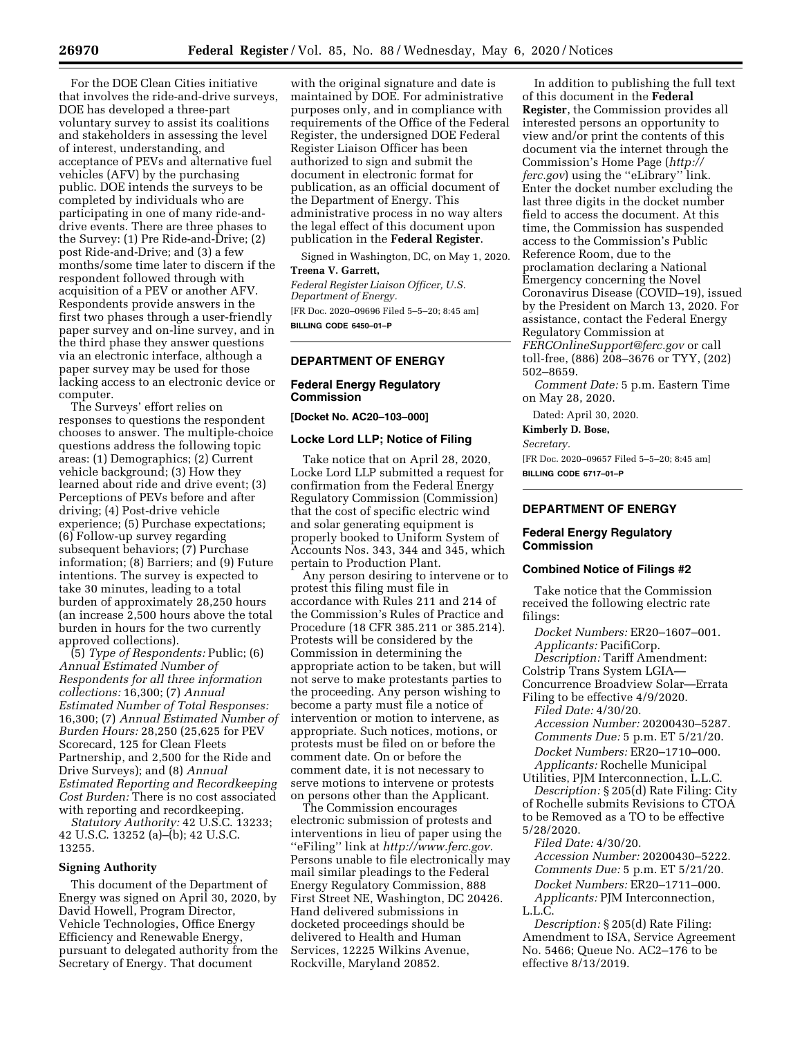For the DOE Clean Cities initiative that involves the ride-and-drive surveys, DOE has developed a three-part voluntary survey to assist its coalitions and stakeholders in assessing the level of interest, understanding, and acceptance of PEVs and alternative fuel vehicles (AFV) by the purchasing public. DOE intends the surveys to be completed by individuals who are participating in one of many ride-and-drive events. There are three phases to the Survey: (1) Pre Ride-and-Drive; (2) post Ride-and-Drive; and (3) a few months/some time later to discern if the respondent followed through with acquisition of a PEV or another AFV. Respondents provide answers in the first two phases through a user-friendly paper survey and on-line survey, and in the third phase they answer questions via an electronic interface, although a paper survey may be used for those lacking access to an electronic device or computer.

The Surveys' effort relies on responses to questions the respondent chooses to answer. The multiple-choice questions address the following topic areas: (1) Demographics; (2) Current vehicle background; (3) How they learned about ride and drive event; (3) Perceptions of PEVs before and after driving; (4) Post-drive vehicle experience; (5) Purchase expectations; (6) Follow-up survey regarding subsequent behaviors; (7) Purchase information; (8) Barriers; and (9) Future intentions. The survey is expected to take 30 minutes, leading to a total burden of approximately 28,250 hours (an increase 2,500 hours above the total burden in hours for the two currently approved collections).

(5) *Type of Respondents:* Public; (6) *Annual Estimated Number of Respondents for all three information collections:* 16,300; (7) *Annual Estimated Number of Total Responses:* 16,300; (7) *Annual Estimated Number of Burden Hours:* 28,250 (25,625 for PEV Scorecard, 125 for Clean Fleets Partnership, and 2,500 for the Ride and Drive Surveys); and (8) *Annual Estimated Reporting and Recordkeeping Cost Burden:* There is no cost associated with reporting and recordkeeping.

*Statutory Authority:* 42 U.S.C. 13233; 42 U.S.C. 13252 (a)–(b); 42 U.S.C. 13255.

**Signing Authority**

This document of the Department of Energy was signed on April 30, 2020, by David Howell, Program Director, Vehicle Technologies, Office Energy Efficiency and Renewable Energy, pursuant to delegated authority from the Secretary of Energy. That document with the original signature and date is maintained by DOE. For administrative purposes only, and in compliance with requirements of the Office of the Federal Register, the undersigned DOE Federal Register Liaison Officer has been authorized to sign and submit the document in electronic format for publication, as an official document of the Department of Energy. This administrative process in no way alters the legal effect of this document upon publication in the **Federal Register**.

Signed in Washington, DC, on May 1, 2020.

**Treena V. Garrett,**

*Federal Register Liaison Officer, U.S. Department of Energy.*

[FR Doc. 2020–09696 Filed 5–5–20; 8:45 am]

**BILLING CODE 6450–01–P**

---

## DEPARTMENT OF ENERGY

### Federal Energy Regulatory Commission

**[Docket No. AC20–103–000]**

### Locke Lord LLP; Notice of Filing

Take notice that on April 28, 2020, Locke Lord LLP submitted a request for confirmation from the Federal Energy Regulatory Commission (Commission) that the cost of specific electric wind and solar generating equipment is properly booked to Uniform System of Accounts Nos. 343, 344 and 345, which pertain to Production Plant.

Any person desiring to intervene or to protest this filing must file in accordance with Rules 211 and 214 of the Commission's Rules of Practice and Procedure (18 CFR 385.211 or 385.214). Protests will be considered by the Commission in determining the appropriate action to be taken, but will not serve to make protestants parties to the proceeding. Any person wishing to become a party must file a notice of intervention or motion to intervene, as appropriate. Such notices, motions, or protests must be filed on or before the comment date. On or before the comment date, it is not necessary to serve motions to intervene or protests on persons other than the Applicant.

The Commission encourages electronic submission of protests and interventions in lieu of paper using the ''eFiling'' link at *http://www.ferc.gov.* Persons unable to file electronically may mail similar pleadings to the Federal Energy Regulatory Commission, 888 First Street NE, Washington, DC 20426. Hand delivered submissions in docketed proceedings should be delivered to Health and Human Services, 12225 Wilkins Avenue, Rockville, Maryland 20852.

In addition to publishing the full text of this document in the **Federal Register**, the Commission provides all interested persons an opportunity to view and/or print the contents of this document via the internet through the Commission's Home Page (*http://ferc.gov*) using the ''eLibrary'' link. Enter the docket number excluding the last three digits in the docket number field to access the document. At this time, the Commission has suspended access to the Commission's Public Reference Room, due to the proclamation declaring a National Emergency concerning the Novel Coronavirus Disease (COVID–19), issued by the President on March 13, 2020. For assistance, contact the Federal Energy Regulatory Commission at *FERCOnlineSupport@ferc.gov* or call toll-free, (886) 208–3676 or TYY, (202) 502–8659.

*Comment Date:* 5 p.m. Eastern Time on May 28, 2020.

Dated: April 30, 2020.

**Kimberly D. Bose,**

*Secretary.*

[FR Doc. 2020–09657 Filed 5–5–20; 8:45 am]

**BILLING CODE 6717–01–P**

---

## DEPARTMENT OF ENERGY

### Federal Energy Regulatory Commission

### Combined Notice of Filings #2

Take notice that the Commission received the following electric rate filings:

*Docket Numbers:* ER20–1607–001.
*Applicants:* PacifiCorp.
*Description:* Tariff Amendment: Colstrip Trans System LGIA—Concurrence Broadview Solar—Errata Filing to be effective 4/9/2020.
*Filed Date:* 4/30/20.
*Accession Number:* 20200430–5287.
*Comments Due:* 5 p.m. ET 5/21/20.

*Docket Numbers:* ER20–1710–000.
*Applicants:* Rochelle Municipal Utilities, PJM Interconnection, L.L.C.
*Description:* § 205(d) Rate Filing: City of Rochelle submits Revisions to CTOA to be Removed as a TO to be effective 5/28/2020.
*Filed Date:* 4/30/20.
*Accession Number:* 20200430–5222.
*Comments Due:* 5 p.m. ET 5/21/20.

*Docket Numbers:* ER20–1711–000.
*Applicants:* PJM Interconnection, L.L.C.
*Description:* § 205(d) Rate Filing: Amendment to ISA, Service Agreement No. 5466; Queue No. AC2–176 to be effective 8/13/2019.